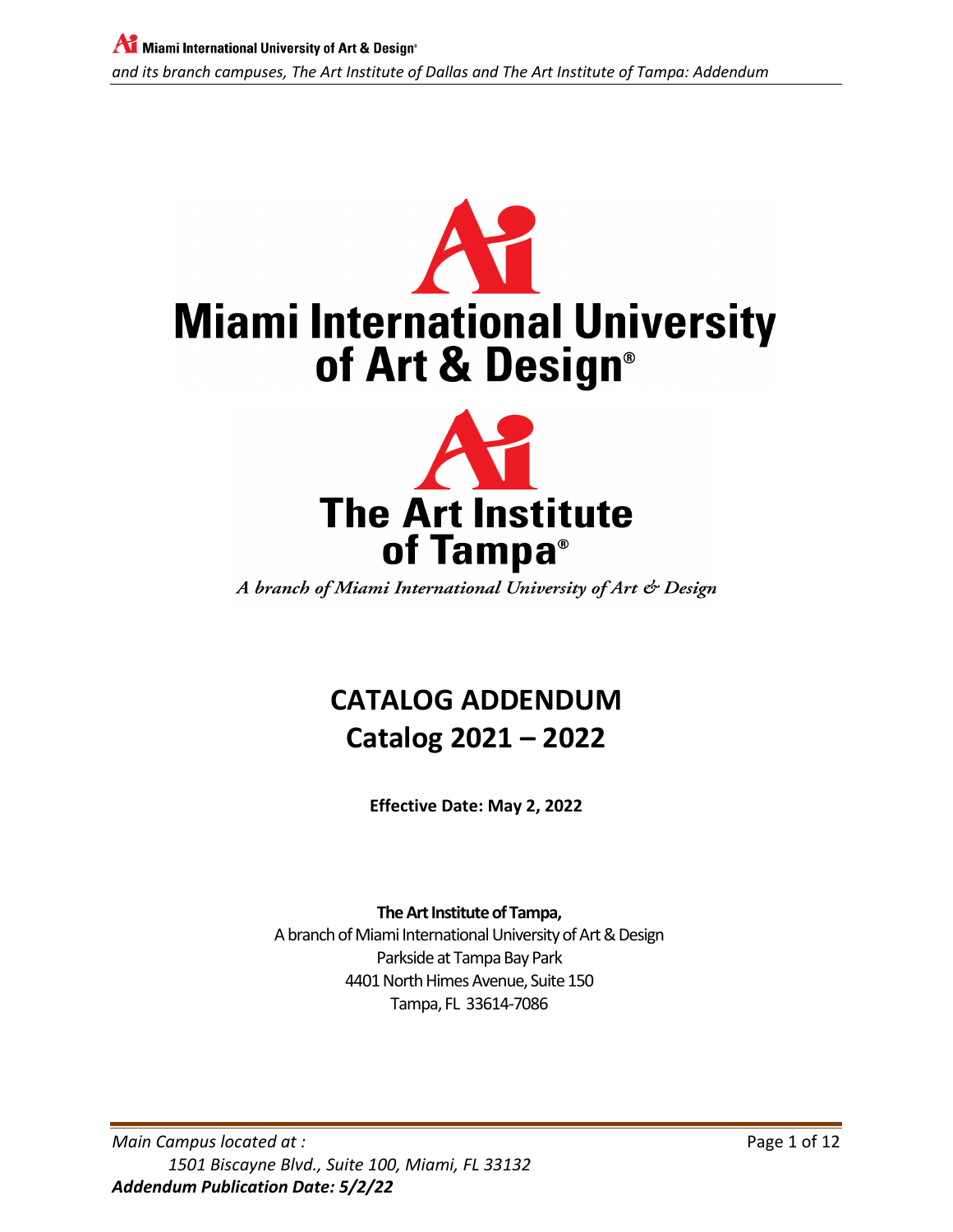# Miami International University of Art & Design®

# The Art Institute of Tampa®

*A branch of Miami International University of Art & Design*

# CATALOG ADDENDUM
# Catalog 2021 – 2022

**Effective Date: May 2, 2022**

**The Art Institute of Tampa,**
A branch of Miami International University of Art & Design
Parkside at Tampa Bay Park
4401 North Himes Avenue, Suite 150
Tampa, FL 33614-7086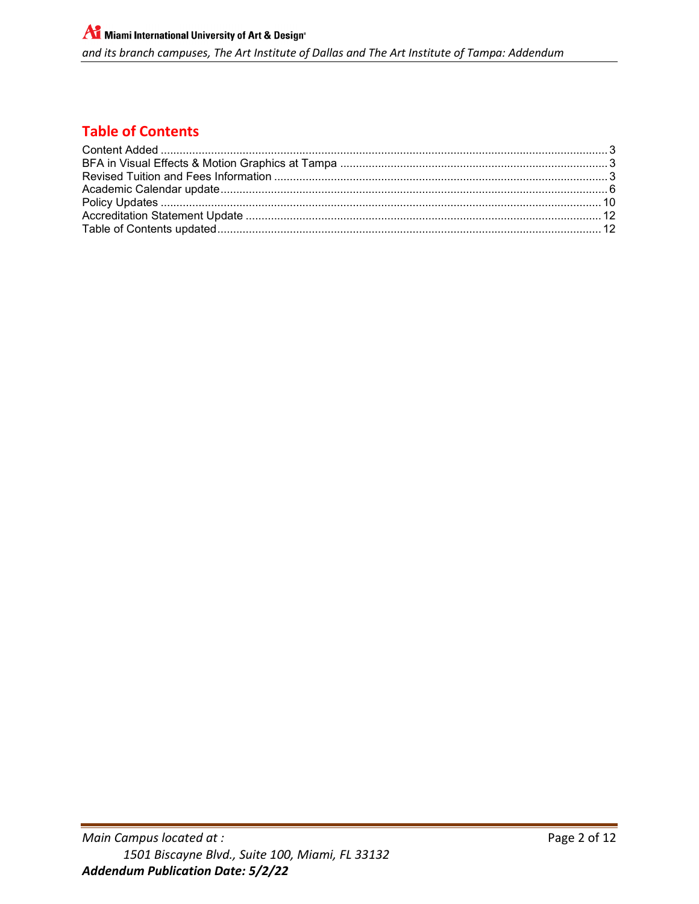## Table of Contents

| | |
|---|---|
| Content Added | 3 |
| BFA in Visual Effects & Motion Graphics at Tampa | 3 |
| Revised Tuition and Fees Information | 3 |
| Academic Calendar update | 6 |
| Policy Updates | 10 |
| Accreditation Statement Update | 12 |
| Table of Contents updated | 12 |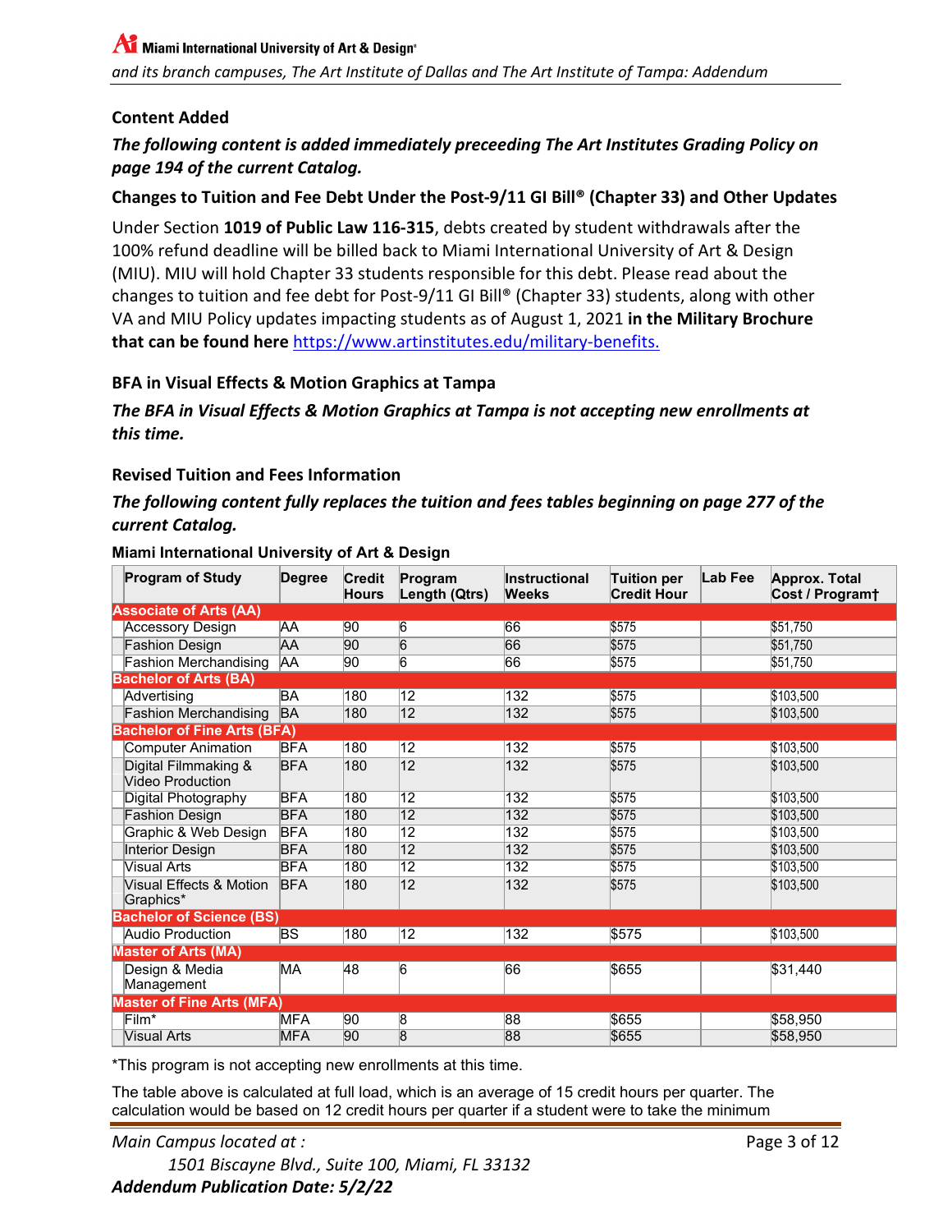## Content Added

***The following content is added immediately preceeding The Art Institutes Grading Policy on page 194 of the current Catalog.***

### Changes to Tuition and Fee Debt Under the Post-9/11 GI Bill® (Chapter 33) and Other Updates

Under Section **1019 of Public Law 116-315**, debts created by student withdrawals after the 100% refund deadline will be billed back to Miami International University of Art & Design (MIU). MIU will hold Chapter 33 students responsible for this debt. Please read about the changes to tuition and fee debt for Post-9/11 GI Bill® (Chapter 33) students, along with other VA and MIU Policy updates impacting students as of August 1, 2021 **in the Military Brochure that can be found here** https://www.artinstitutes.edu/military-benefits.

### BFA in Visual Effects & Motion Graphics at Tampa

***The BFA in Visual Effects & Motion Graphics at Tampa is not accepting new enrollments at this time.***

### Revised Tuition and Fees Information

***The following content fully replaces the tuition and fees tables beginning on page 277 of the current Catalog.***

**Miami International University of Art & Design**

| Program of Study | Degree | Credit Hours | Program Length (Qtrs) | Instructional Weeks | Tuition per Credit Hour | Lab Fee | Approx. Total Cost / Program† |
|---|---|---|---|---|---|---|---|
| **Associate of Arts (AA)** | | | | | | | |
| Accessory Design | AA | 90 | 6 | 66 | $575 | | $51,750 |
| Fashion Design | AA | 90 | 6 | 66 | $575 | | $51,750 |
| Fashion Merchandising | AA | 90 | 6 | 66 | $575 | | $51,750 |
| **Bachelor of Arts (BA)** | | | | | | | |
| Advertising | BA | 180 | 12 | 132 | $575 | | $103,500 |
| Fashion Merchandising | BA | 180 | 12 | 132 | $575 | | $103,500 |
| **Bachelor of Fine Arts (BFA)** | | | | | | | |
| Computer Animation | BFA | 180 | 12 | 132 | $575 | | $103,500 |
| Digital Filmmaking & Video Production | BFA | 180 | 12 | 132 | $575 | | $103,500 |
| Digital Photography | BFA | 180 | 12 | 132 | $575 | | $103,500 |
| Fashion Design | BFA | 180 | 12 | 132 | $575 | | $103,500 |
| Graphic & Web Design | BFA | 180 | 12 | 132 | $575 | | $103,500 |
| Interior Design | BFA | 180 | 12 | 132 | $575 | | $103,500 |
| Visual Arts | BFA | 180 | 12 | 132 | $575 | | $103,500 |
| Visual Effects & Motion Graphics* | BFA | 180 | 12 | 132 | $575 | | $103,500 |
| **Bachelor of Science (BS)** | | | | | | | |
| Audio Production | BS | 180 | 12 | 132 | $575 | | $103,500 |
| **Master of Arts (MA)** | | | | | | | |
| Design & Media Management | MA | 48 | 6 | 66 | $655 | | $31,440 |
| **Master of Fine Arts (MFA)** | | | | | | | |
| Film* | MFA | 90 | 8 | 88 | $655 | | $58,950 |
| Visual Arts | MFA | 90 | 8 | 88 | $655 | | $58,950 |

*This program is not accepting new enrollments at this time.

The table above is calculated at full load, which is an average of 15 credit hours per quarter. The calculation would be based on 12 credit hours per quarter if a student were to take the minimum

Main Campus located at :
1501 Biscayne Blvd., Suite 100, Miami, FL 33132
***Addendum Publication Date: 5/2/22***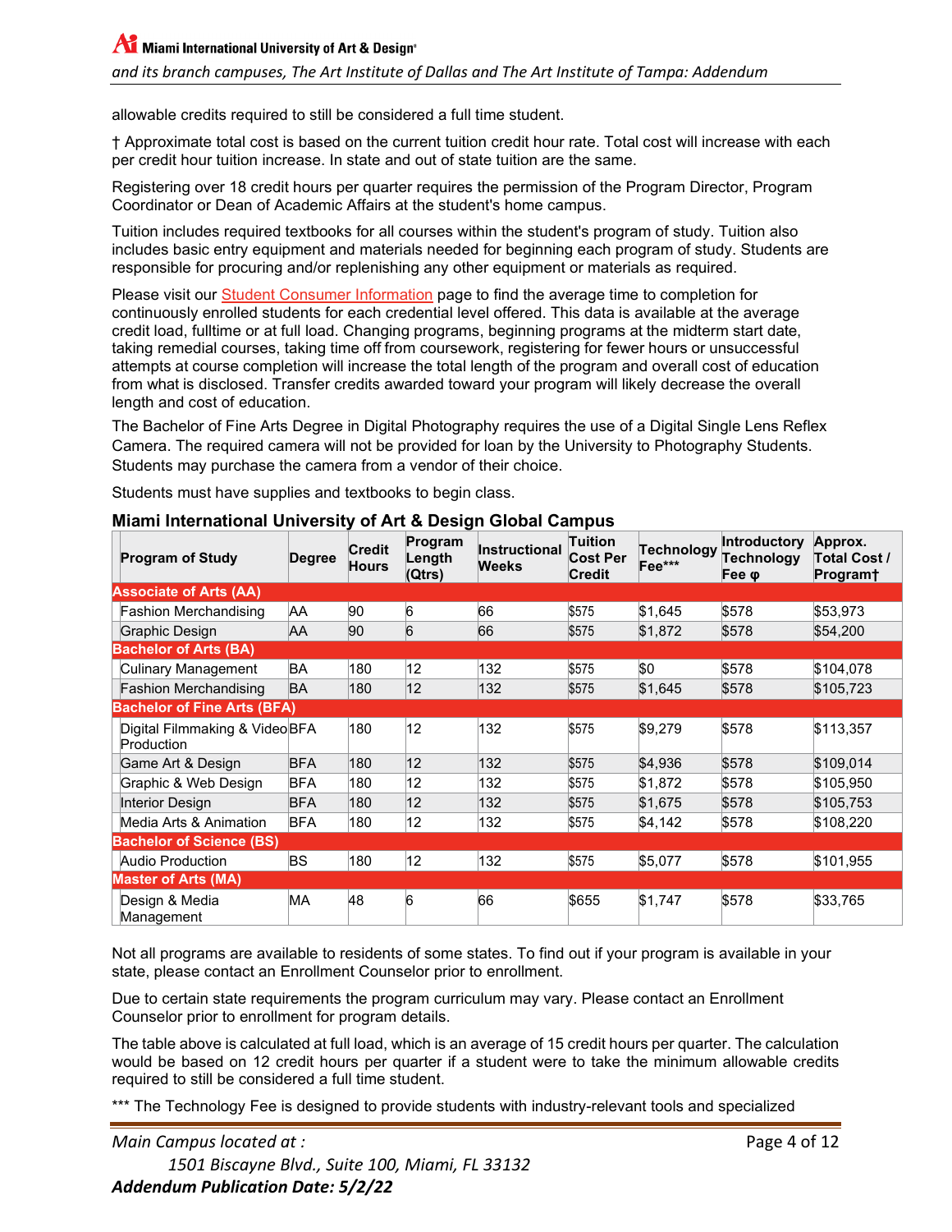allowable credits required to still be considered a full time student.

† Approximate total cost is based on the current tuition credit hour rate. Total cost will increase with each per credit hour tuition increase. In state and out of state tuition are the same.

Registering over 18 credit hours per quarter requires the permission of the Program Director, Program Coordinator or Dean of Academic Affairs at the student's home campus.

Tuition includes required textbooks for all courses within the student's program of study. Tuition also includes basic entry equipment and materials needed for beginning each program of study. Students are responsible for procuring and/or replenishing any other equipment or materials as required.

Please visit our Student Consumer Information page to find the average time to completion for continuously enrolled students for each credential level offered. This data is available at the average credit load, fulltime or at full load. Changing programs, beginning programs at the midterm start date, taking remedial courses, taking time off from coursework, registering for fewer hours or unsuccessful attempts at course completion will increase the total length of the program and overall cost of education from what is disclosed. Transfer credits awarded toward your program will likely decrease the overall length and cost of education.

The Bachelor of Fine Arts Degree in Digital Photography requires the use of a Digital Single Lens Reflex Camera. The required camera will not be provided for loan by the University to Photography Students. Students may purchase the camera from a vendor of their choice.

Students must have supplies and textbooks to begin class.

## Miami International University of Art & Design Global Campus

| Program of Study | Degree | Credit Hours | Program Length (Qtrs) | Instructional Weeks | Tuition Cost Per Credit | Technology Fee*** | Introductory Technology Fee φ | Approx. Total Cost / Program† |
|---|---|---|---|---|---|---|---|---|
| **Associate of Arts (AA)** | | | | | | | | |
| Fashion Merchandising | AA | 90 | 6 | 66 | $575 | $1,645 | $578 | $53,973 |
| Graphic Design | AA | 90 | 6 | 66 | $575 | $1,872 | $578 | $54,200 |
| **Bachelor of Arts (BA)** | | | | | | | | |
| Culinary Management | BA | 180 | 12 | 132 | $575 | $0 | $578 | $104,078 |
| Fashion Merchandising | BA | 180 | 12 | 132 | $575 | $1,645 | $578 | $105,723 |
| **Bachelor of Fine Arts (BFA)** | | | | | | | | |
| Digital Filmmaking & Video Production | BFA | 180 | 12 | 132 | $575 | $9,279 | $578 | $113,357 |
| Game Art & Design | BFA | 180 | 12 | 132 | $575 | $4,936 | $578 | $109,014 |
| Graphic & Web Design | BFA | 180 | 12 | 132 | $575 | $1,872 | $578 | $105,950 |
| Interior Design | BFA | 180 | 12 | 132 | $575 | $1,675 | $578 | $105,753 |
| Media Arts & Animation | BFA | 180 | 12 | 132 | $575 | $4,142 | $578 | $108,220 |
| **Bachelor of Science (BS)** | | | | | | | | |
| Audio Production | BS | 180 | 12 | 132 | $575 | $5,077 | $578 | $101,955 |
| **Master of Arts (MA)** | | | | | | | | |
| Design & Media Management | MA | 48 | 6 | 66 | $655 | $1,747 | $578 | $33,765 |

Not all programs are available to residents of some states. To find out if your program is available in your state, please contact an Enrollment Counselor prior to enrollment.

Due to certain state requirements the program curriculum may vary. Please contact an Enrollment Counselor prior to enrollment for program details.

The table above is calculated at full load, which is an average of 15 credit hours per quarter. The calculation would be based on 12 credit hours per quarter if a student were to take the minimum allowable credits required to still be considered a full time student.

*** The Technology Fee is designed to provide students with industry-relevant tools and specialized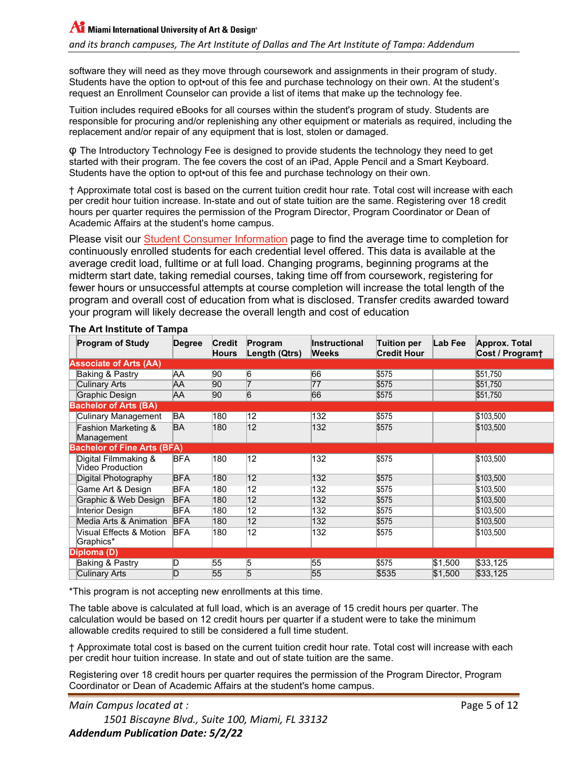software they will need as they move through coursework and assignments in their program of study. Students have the option to opt•out of this fee and purchase technology on their own. At the student's request an Enrollment Counselor can provide a list of items that make up the technology fee.

Tuition includes required eBooks for all courses within the student's program of study. Students are responsible for procuring and/or replenishing any other equipment or materials as required, including the replacement and/or repair of any equipment that is lost, stolen or damaged.

φ The Introductory Technology Fee is designed to provide students the technology they need to get started with their program. The fee covers the cost of an iPad, Apple Pencil and a Smart Keyboard. Students have the option to opt•out of this fee and purchase technology on their own.

† Approximate total cost is based on the current tuition credit hour rate. Total cost will increase with each per credit hour tuition increase. In-state and out of state tuition are the same. Registering over 18 credit hours per quarter requires the permission of the Program Director, Program Coordinator or Dean of Academic Affairs at the student's home campus.

Please visit our Student Consumer Information page to find the average time to completion for continuously enrolled students for each credential level offered. This data is available at the average credit load, fulltime or at full load. Changing programs, beginning programs at the midterm start date, taking remedial courses, taking time off from coursework, registering for fewer hours or unsuccessful attempts at course completion will increase the total length of the program and overall cost of education from what is disclosed. Transfer credits awarded toward your program will likely decrease the overall length and cost of education

**The Art Institute of Tampa**

| Program of Study | Degree | Credit Hours | Program Length (Qtrs) | Instructional Weeks | Tuition per Credit Hour | Lab Fee | Approx. Total Cost / Program† |
|---|---|---|---|---|---|---|---|
| **Associate of Arts (AA)** | | | | | | | |
| Baking & Pastry | AA | 90 | 6 | 66 | $575 | | $51,750 |
| Culinary Arts | AA | 90 | 7 | 77 | $575 | | $51,750 |
| Graphic Design | AA | 90 | 6 | 66 | $575 | | $51,750 |
| **Bachelor of Arts (BA)** | | | | | | | |
| Culinary Management | BA | 180 | 12 | 132 | $575 | | $103,500 |
| Fashion Marketing & Management | BA | 180 | 12 | 132 | $575 | | $103,500 |
| **Bachelor of Fine Arts (BFA)** | | | | | | | |
| Digital Filmmaking & Video Production | BFA | 180 | 12 | 132 | $575 | | $103,500 |
| Digital Photography | BFA | 180 | 12 | 132 | $575 | | $103,500 |
| Game Art & Design | BFA | 180 | 12 | 132 | $575 | | $103,500 |
| Graphic & Web Design | BFA | 180 | 12 | 132 | $575 | | $103,500 |
| Interior Design | BFA | 180 | 12 | 132 | $575 | | $103,500 |
| Media Arts & Animation | BFA | 180 | 12 | 132 | $575 | | $103,500 |
| Visual Effects & Motion Graphics* | BFA | 180 | 12 | 132 | $575 | | $103,500 |
| **Diploma (D)** | | | | | | | |
| Baking & Pastry | D | 55 | 5 | 55 | $575 | $1,500 | $33,125 |
| Culinary Arts | D | 55 | 5 | 55 | $535 | $1,500 | $33,125 |

*This program is not accepting new enrollments at this time.

The table above is calculated at full load, which is an average of 15 credit hours per quarter. The calculation would be based on 12 credit hours per quarter if a student were to take the minimum allowable credits required to still be considered a full time student.

† Approximate total cost is based on the current tuition credit hour rate. Total cost will increase with each per credit hour tuition increase. In state and out of state tuition are the same.

Registering over 18 credit hours per quarter requires the permission of the Program Director, Program Coordinator or Dean of Academic Affairs at the student's home campus.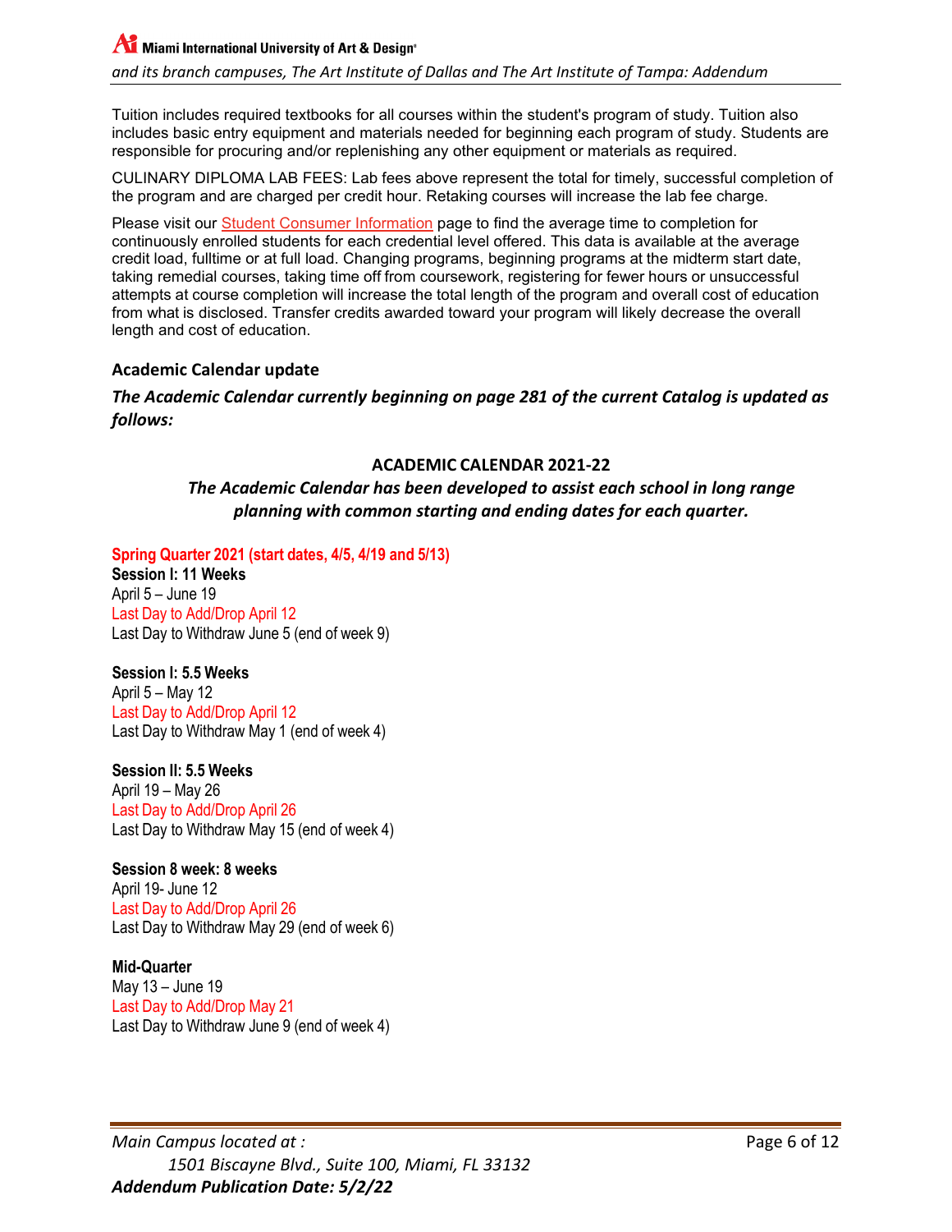Tuition includes required textbooks for all courses within the student's program of study. Tuition also includes basic entry equipment and materials needed for beginning each program of study. Students are responsible for procuring and/or replenishing any other equipment or materials as required.

CULINARY DIPLOMA LAB FEES: Lab fees above represent the total for timely, successful completion of the program and are charged per credit hour. Retaking courses will increase the lab fee charge.

Please visit our Student Consumer Information page to find the average time to completion for continuously enrolled students for each credential level offered. This data is available at the average credit load, fulltime or at full load. Changing programs, beginning programs at the midterm start date, taking remedial courses, taking time off from coursework, registering for fewer hours or unsuccessful attempts at course completion will increase the total length of the program and overall cost of education from what is disclosed. Transfer credits awarded toward your program will likely decrease the overall length and cost of education.

## Academic Calendar update

***The Academic Calendar currently beginning on page 281 of the current Catalog is updated as follows:***

### ACADEMIC CALENDAR 2021-22

***The Academic Calendar has been developed to assist each school in long range planning with common starting and ending dates for each quarter.***

**Spring Quarter 2021 (start dates, 4/5, 4/19 and 5/13)**

**Session I: 11 Weeks**
April 5 – June 19
Last Day to Add/Drop April 12
Last Day to Withdraw June 5 (end of week 9)

**Session I: 5.5 Weeks**
April 5 – May 12
Last Day to Add/Drop April 12
Last Day to Withdraw May 1 (end of week 4)

**Session II: 5.5 Weeks**
April 19 – May 26
Last Day to Add/Drop April 26
Last Day to Withdraw May 15 (end of week 4)

**Session 8 week: 8 weeks**
April 19- June 12
Last Day to Add/Drop April 26
Last Day to Withdraw May 29 (end of week 6)

**Mid-Quarter**
May 13 – June 19
Last Day to Add/Drop May 21
Last Day to Withdraw June 9 (end of week 4)

*Main Campus located at :*
*1501 Biscayne Blvd., Suite 100, Miami, FL 33132*
***Addendum Publication Date: 5/2/22***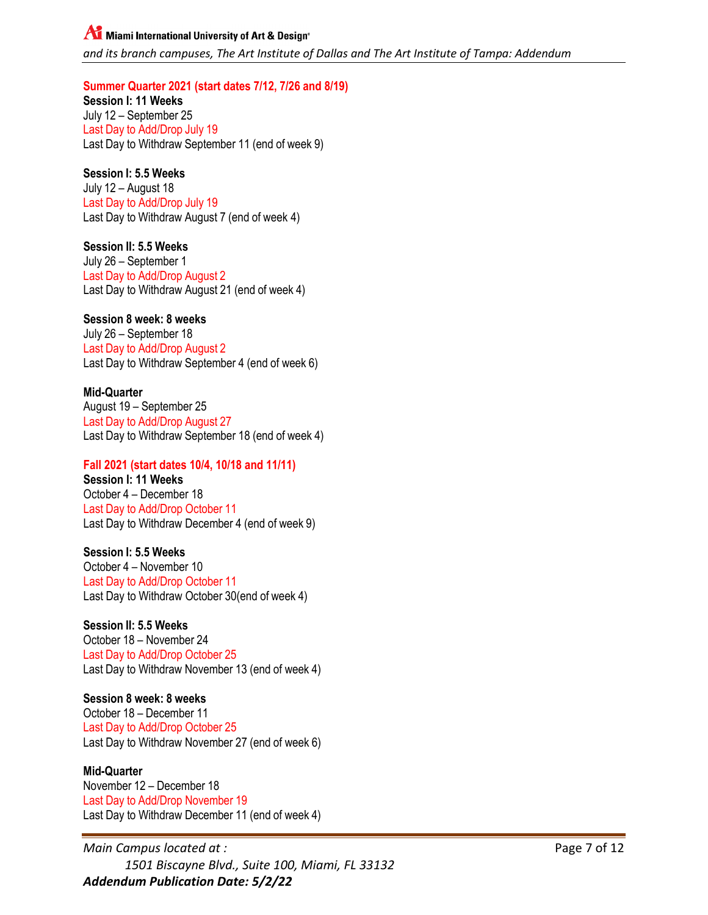**Summer Quarter 2021 (start dates 7/12, 7/26 and 8/19)**

**Session I: 11 Weeks**
July 12 – September 25
Last Day to Add/Drop July 19
Last Day to Withdraw September 11 (end of week 9)

**Session I: 5.5 Weeks**
July 12 – August 18
Last Day to Add/Drop July 19
Last Day to Withdraw August 7 (end of week 4)

**Session II: 5.5 Weeks**
July 26 – September 1
Last Day to Add/Drop August 2
Last Day to Withdraw August 21 (end of week 4)

**Session 8 week: 8 weeks**
July 26 – September 18
Last Day to Add/Drop August 2
Last Day to Withdraw September 4 (end of week 6)

**Mid-Quarter**
August 19 – September 25
Last Day to Add/Drop August 27
Last Day to Withdraw September 18 (end of week 4)

**Fall 2021 (start dates 10/4, 10/18 and 11/11)**

**Session I: 11 Weeks**
October 4 – December 18
Last Day to Add/Drop October 11
Last Day to Withdraw December 4 (end of week 9)

**Session I: 5.5 Weeks**
October 4 – November 10
Last Day to Add/Drop October 11
Last Day to Withdraw October 30(end of week 4)

**Session II: 5.5 Weeks**
October 18 – November 24
Last Day to Add/Drop October 25
Last Day to Withdraw November 13 (end of week 4)

**Session 8 week: 8 weeks**
October 18 – December 11
Last Day to Add/Drop October 25
Last Day to Withdraw November 27 (end of week 6)

**Mid-Quarter**
November 12 – December 18
Last Day to Add/Drop November 19
Last Day to Withdraw December 11 (end of week 4)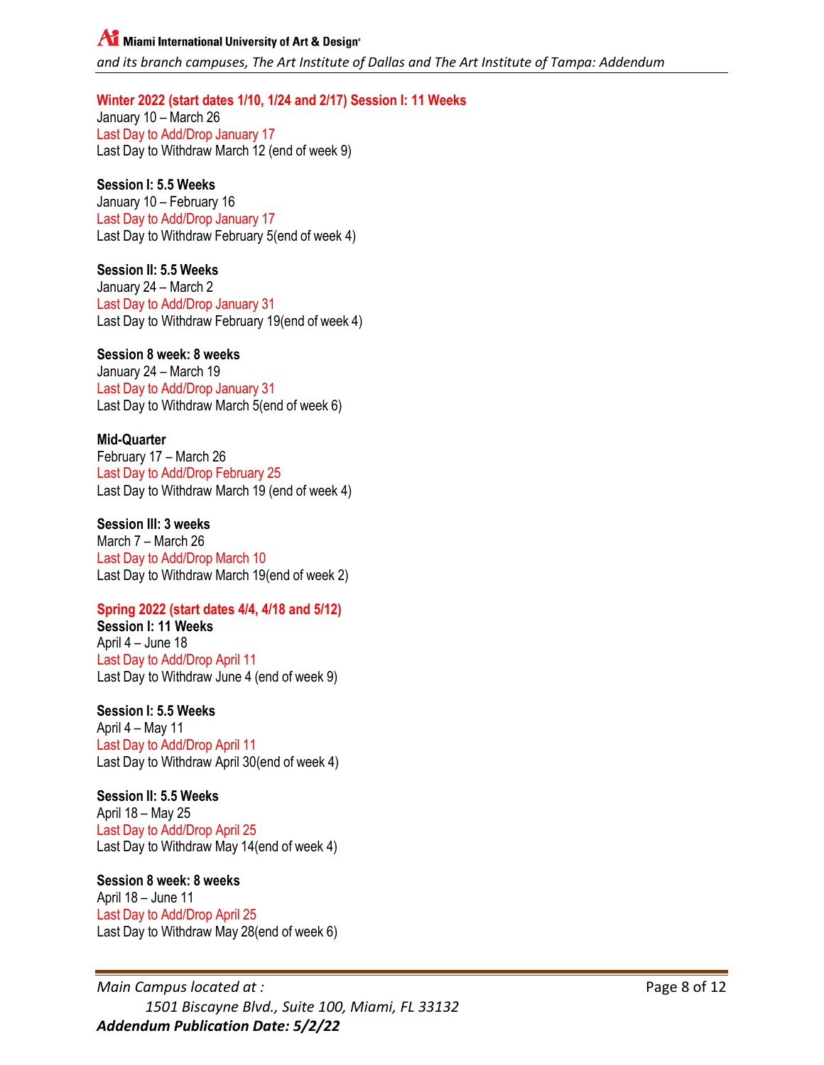**Winter 2022 (start dates 1/10, 1/24 and 2/17) Session I: 11 Weeks**
January 10 – March 26
Last Day to Add/Drop January 17
Last Day to Withdraw March 12 (end of week 9)

**Session I: 5.5 Weeks**
January 10 – February 16
Last Day to Add/Drop January 17
Last Day to Withdraw February 5(end of week 4)

**Session II: 5.5 Weeks**
January 24 – March 2
Last Day to Add/Drop January 31
Last Day to Withdraw February 19(end of week 4)

**Session 8 week: 8 weeks**
January 24 – March 19
Last Day to Add/Drop January 31
Last Day to Withdraw March 5(end of week 6)

**Mid-Quarter**
February 17 – March 26
Last Day to Add/Drop February 25
Last Day to Withdraw March 19 (end of week 4)

**Session III: 3 weeks**
March 7 – March 26
Last Day to Add/Drop March 10
Last Day to Withdraw March 19(end of week 2)

**Spring 2022 (start dates 4/4, 4/18 and 5/12)**
**Session I: 11 Weeks**
April 4 – June 18
Last Day to Add/Drop April 11
Last Day to Withdraw June 4 (end of week 9)

**Session I: 5.5 Weeks**
April 4 – May 11
Last Day to Add/Drop April 11
Last Day to Withdraw April 30(end of week 4)

**Session II: 5.5 Weeks**
April 18 – May 25
Last Day to Add/Drop April 25
Last Day to Withdraw May 14(end of week 4)

**Session 8 week: 8 weeks**
April 18 – June 11
Last Day to Add/Drop April 25
Last Day to Withdraw May 28(end of week 6)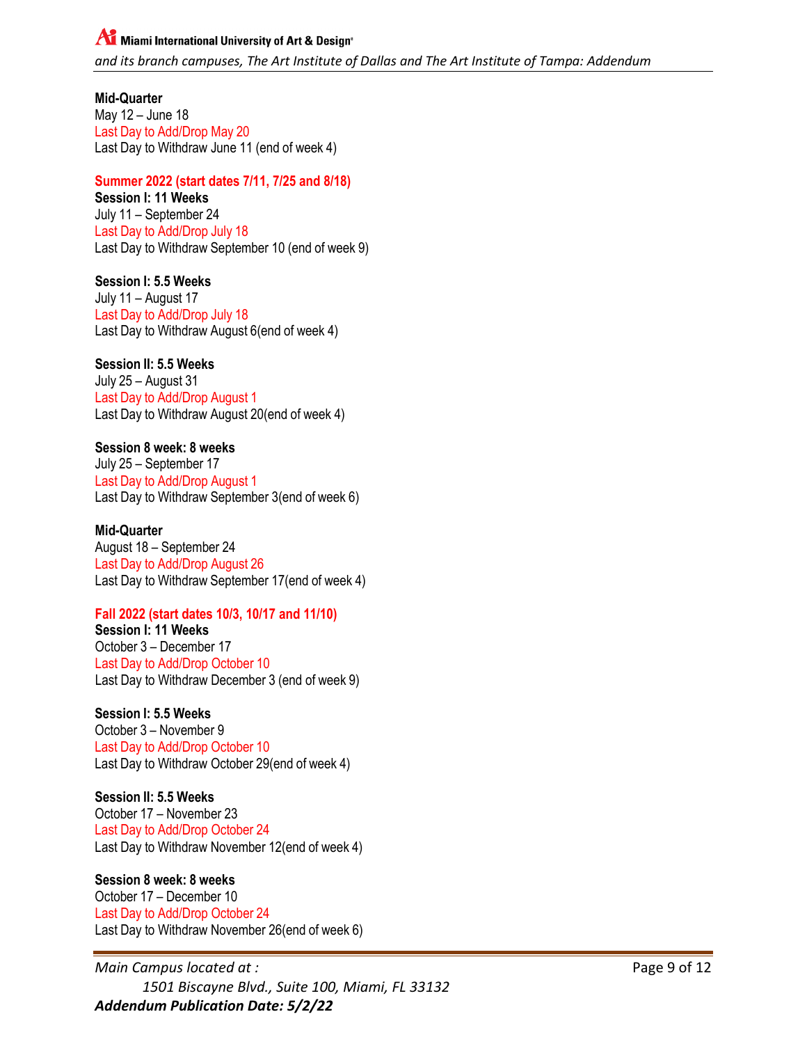**Mid-Quarter**
May 12 – June 18
Last Day to Add/Drop May 20
Last Day to Withdraw June 11 (end of week 4)

**Summer 2022 (start dates 7/11, 7/25 and 8/18)**

**Session I: 11 Weeks**
July 11 – September 24
Last Day to Add/Drop July 18
Last Day to Withdraw September 10 (end of week 9)

**Session I: 5.5 Weeks**
July 11 – August 17
Last Day to Add/Drop July 18
Last Day to Withdraw August 6(end of week 4)

**Session II: 5.5 Weeks**
July 25 – August 31
Last Day to Add/Drop August 1
Last Day to Withdraw August 20(end of week 4)

**Session 8 week: 8 weeks**
July 25 – September 17
Last Day to Add/Drop August 1
Last Day to Withdraw September 3(end of week 6)

**Mid-Quarter**
August 18 – September 24
Last Day to Add/Drop August 26
Last Day to Withdraw September 17(end of week 4)

**Fall 2022 (start dates 10/3, 10/17 and 11/10)**

**Session I: 11 Weeks**
October 3 – December 17
Last Day to Add/Drop October 10
Last Day to Withdraw December 3 (end of week 9)

**Session I: 5.5 Weeks**
October 3 – November 9
Last Day to Add/Drop October 10
Last Day to Withdraw October 29(end of week 4)

**Session II: 5.5 Weeks**
October 17 – November 23
Last Day to Add/Drop October 24
Last Day to Withdraw November 12(end of week 4)

**Session 8 week: 8 weeks**
October 17 – December 10
Last Day to Add/Drop October 24
Last Day to Withdraw November 26(end of week 6)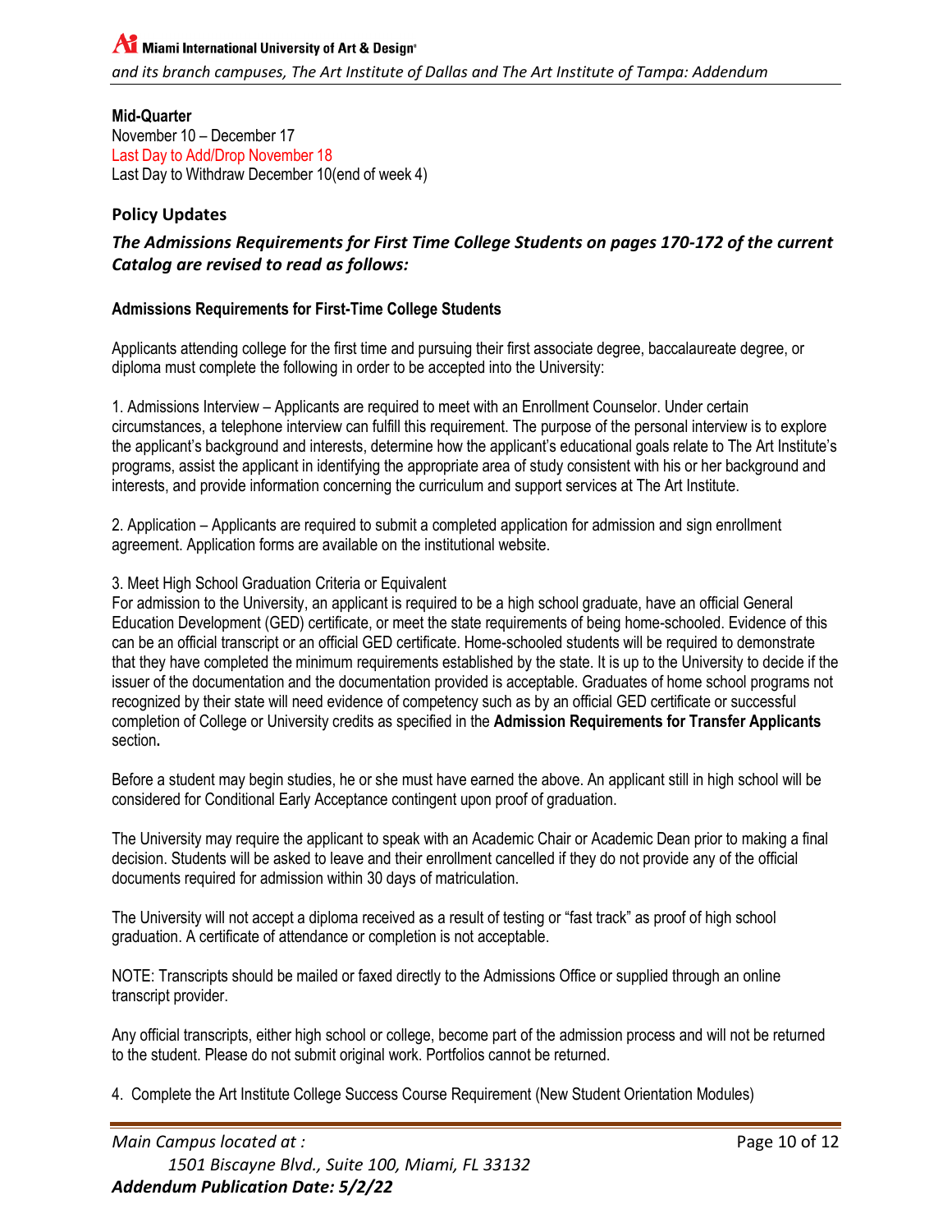**Mid-Quarter**
November 10 – December 17
Last Day to Add/Drop November 18
Last Day to Withdraw December 10(end of week 4)

## Policy Updates

### *The Admissions Requirements for First Time College Students on pages 170-172 of the current Catalog are revised to read as follows:*

**Admissions Requirements for First-Time College Students**

Applicants attending college for the first time and pursuing their first associate degree, baccalaureate degree, or diploma must complete the following in order to be accepted into the University:

1. Admissions Interview – Applicants are required to meet with an Enrollment Counselor. Under certain circumstances, a telephone interview can fulfill this requirement. The purpose of the personal interview is to explore the applicant's background and interests, determine how the applicant's educational goals relate to The Art Institute's programs, assist the applicant in identifying the appropriate area of study consistent with his or her background and interests, and provide information concerning the curriculum and support services at The Art Institute.

2. Application – Applicants are required to submit a completed application for admission and sign enrollment agreement. Application forms are available on the institutional website.

3. Meet High School Graduation Criteria or Equivalent
For admission to the University, an applicant is required to be a high school graduate, have an official General Education Development (GED) certificate, or meet the state requirements of being home-schooled. Evidence of this can be an official transcript or an official GED certificate. Home-schooled students will be required to demonstrate that they have completed the minimum requirements established by the state. It is up to the University to decide if the issuer of the documentation and the documentation provided is acceptable. Graduates of home school programs not recognized by their state will need evidence of competency such as by an official GED certificate or successful completion of College or University credits as specified in the **Admission Requirements for Transfer Applicants** section**.**

Before a student may begin studies, he or she must have earned the above. An applicant still in high school will be considered for Conditional Early Acceptance contingent upon proof of graduation.

The University may require the applicant to speak with an Academic Chair or Academic Dean prior to making a final decision. Students will be asked to leave and their enrollment cancelled if they do not provide any of the official documents required for admission within 30 days of matriculation.

The University will not accept a diploma received as a result of testing or "fast track" as proof of high school graduation. A certificate of attendance or completion is not acceptable.

NOTE: Transcripts should be mailed or faxed directly to the Admissions Office or supplied through an online transcript provider.

Any official transcripts, either high school or college, become part of the admission process and will not be returned to the student. Please do not submit original work. Portfolios cannot be returned.

4. Complete the Art Institute College Success Course Requirement (New Student Orientation Modules)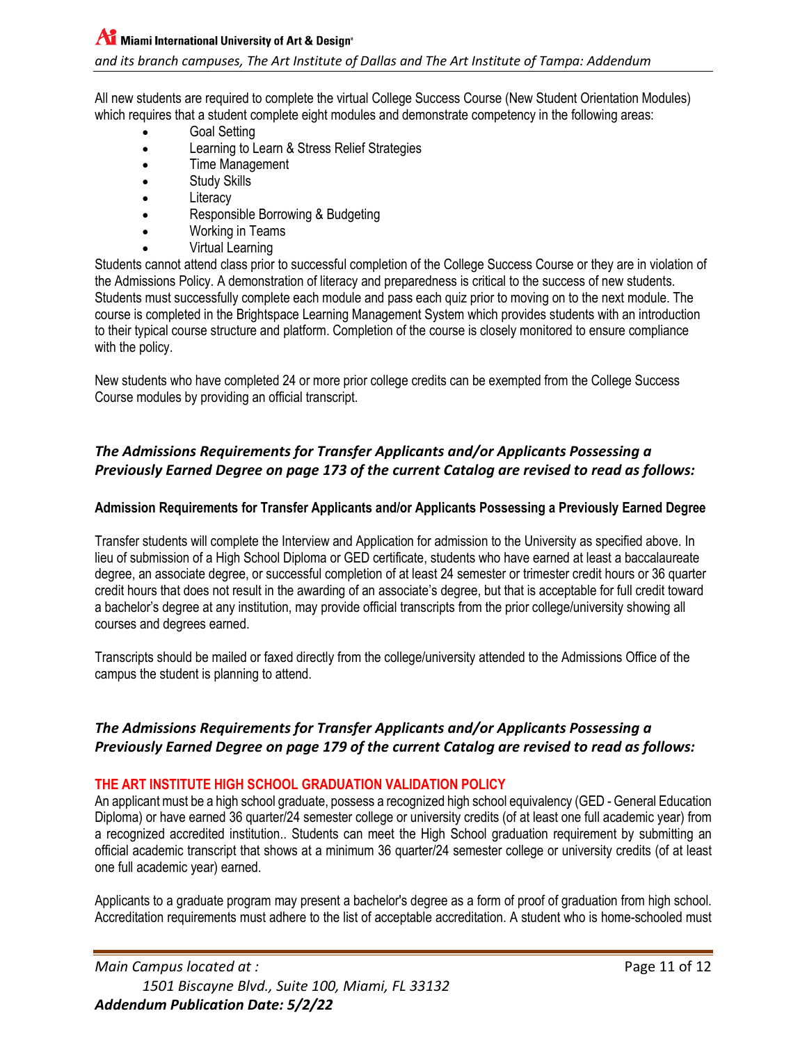All new students are required to complete the virtual College Success Course (New Student Orientation Modules) which requires that a student complete eight modules and demonstrate competency in the following areas:

- Goal Setting
- Learning to Learn & Stress Relief Strategies
- Time Management
- Study Skills
- Literacy
- Responsible Borrowing & Budgeting
- Working in Teams
- Virtual Learning

Students cannot attend class prior to successful completion of the College Success Course or they are in violation of the Admissions Policy. A demonstration of literacy and preparedness is critical to the success of new students. Students must successfully complete each module and pass each quiz prior to moving on to the next module. The course is completed in the Brightspace Learning Management System which provides students with an introduction to their typical course structure and platform. Completion of the course is closely monitored to ensure compliance with the policy.

New students who have completed 24 or more prior college credits can be exempted from the College Success Course modules by providing an official transcript.

## *The Admissions Requirements for Transfer Applicants and/or Applicants Possessing a Previously Earned Degree on page 173 of the current Catalog are revised to read as follows:*

**Admission Requirements for Transfer Applicants and/or Applicants Possessing a Previously Earned Degree**

Transfer students will complete the Interview and Application for admission to the University as specified above. In lieu of submission of a High School Diploma or GED certificate, students who have earned at least a baccalaureate degree, an associate degree, or successful completion of at least 24 semester or trimester credit hours or 36 quarter credit hours that does not result in the awarding of an associate's degree, but that is acceptable for full credit toward a bachelor's degree at any institution, may provide official transcripts from the prior college/university showing all courses and degrees earned.

Transcripts should be mailed or faxed directly from the college/university attended to the Admissions Office of the campus the student is planning to attend.

## *The Admissions Requirements for Transfer Applicants and/or Applicants Possessing a Previously Earned Degree on page 179 of the current Catalog are revised to read as follows:*

**THE ART INSTITUTE HIGH SCHOOL GRADUATION VALIDATION POLICY**

An applicant must be a high school graduate, possess a recognized high school equivalency (GED - General Education Diploma) or have earned 36 quarter/24 semester college or university credits (of at least one full academic year) from a recognized accredited institution.. Students can meet the High School graduation requirement by submitting an official academic transcript that shows at a minimum 36 quarter/24 semester college or university credits (of at least one full academic year) earned.

Applicants to a graduate program may present a bachelor's degree as a form of proof of graduation from high school. Accreditation requirements must adhere to the list of acceptable accreditation. A student who is home-schooled must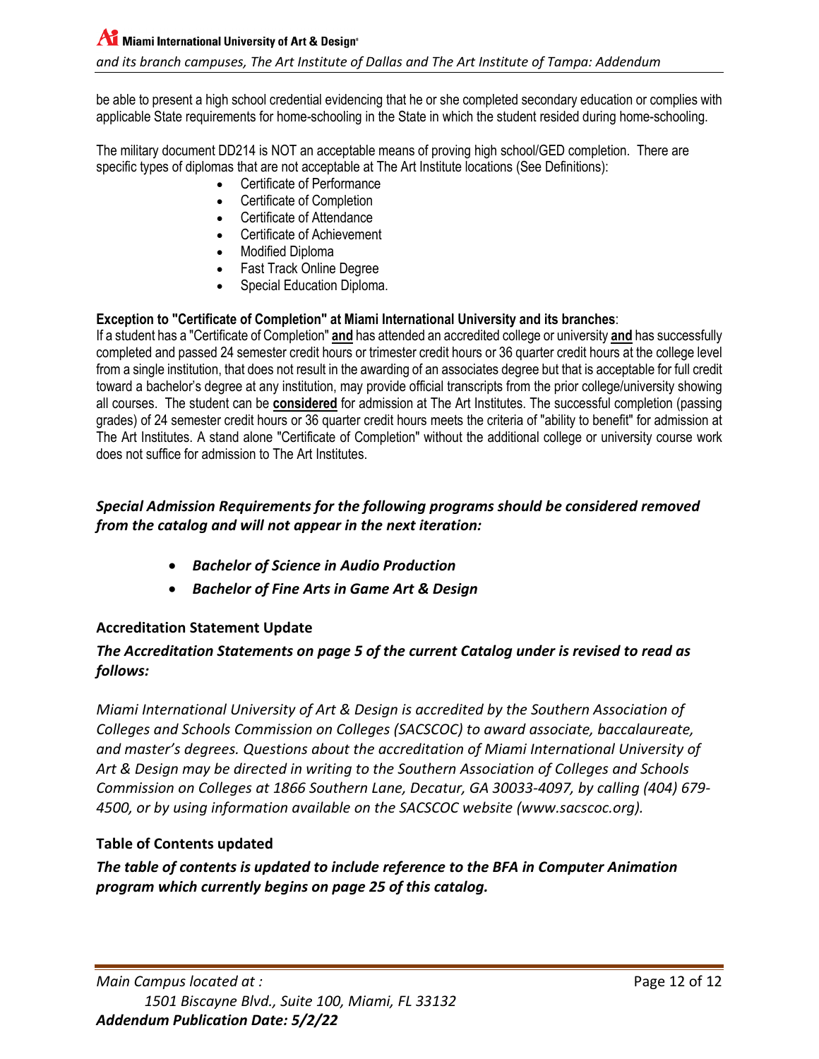be able to present a high school credential evidencing that he or she completed secondary education or complies with applicable State requirements for home-schooling in the State in which the student resided during home-schooling.

The military document DD214 is NOT an acceptable means of proving high school/GED completion. There are specific types of diplomas that are not acceptable at The Art Institute locations (See Definitions):

- Certificate of Performance
- Certificate of Completion
- Certificate of Attendance
- Certificate of Achievement
- Modified Diploma
- Fast Track Online Degree
- Special Education Diploma.

**Exception to "Certificate of Completion" at Miami International University and its branches**:
If a student has a "Certificate of Completion" **and** has attended an accredited college or university **and** has successfully completed and passed 24 semester credit hours or trimester credit hours or 36 quarter credit hours at the college level from a single institution, that does not result in the awarding of an associates degree but that is acceptable for full credit toward a bachelor's degree at any institution, may provide official transcripts from the prior college/university showing all courses. The student can be **considered** for admission at The Art Institutes. The successful completion (passing grades) of 24 semester credit hours or 36 quarter credit hours meets the criteria of "ability to benefit" for admission at The Art Institutes. A stand alone "Certificate of Completion" without the additional college or university course work does not suffice for admission to The Art Institutes.

***Special Admission Requirements for the following programs should be considered removed from the catalog and will not appear in the next iteration:***

- ***Bachelor of Science in Audio Production***
- ***Bachelor of Fine Arts in Game Art & Design***

### Accreditation Statement Update

***The Accreditation Statements on page 5 of the current Catalog under is revised to read as follows:***

*Miami International University of Art & Design is accredited by the Southern Association of Colleges and Schools Commission on Colleges (SACSCOC) to award associate, baccalaureate, and master's degrees. Questions about the accreditation of Miami International University of Art & Design may be directed in writing to the Southern Association of Colleges and Schools Commission on Colleges at 1866 Southern Lane, Decatur, GA 30033-4097, by calling (404) 679-4500, or by using information available on the SACSCOC website (www.sacscoc.org).*

### Table of Contents updated

***The table of contents is updated to include reference to the BFA in Computer Animation program which currently begins on page 25 of this catalog.***